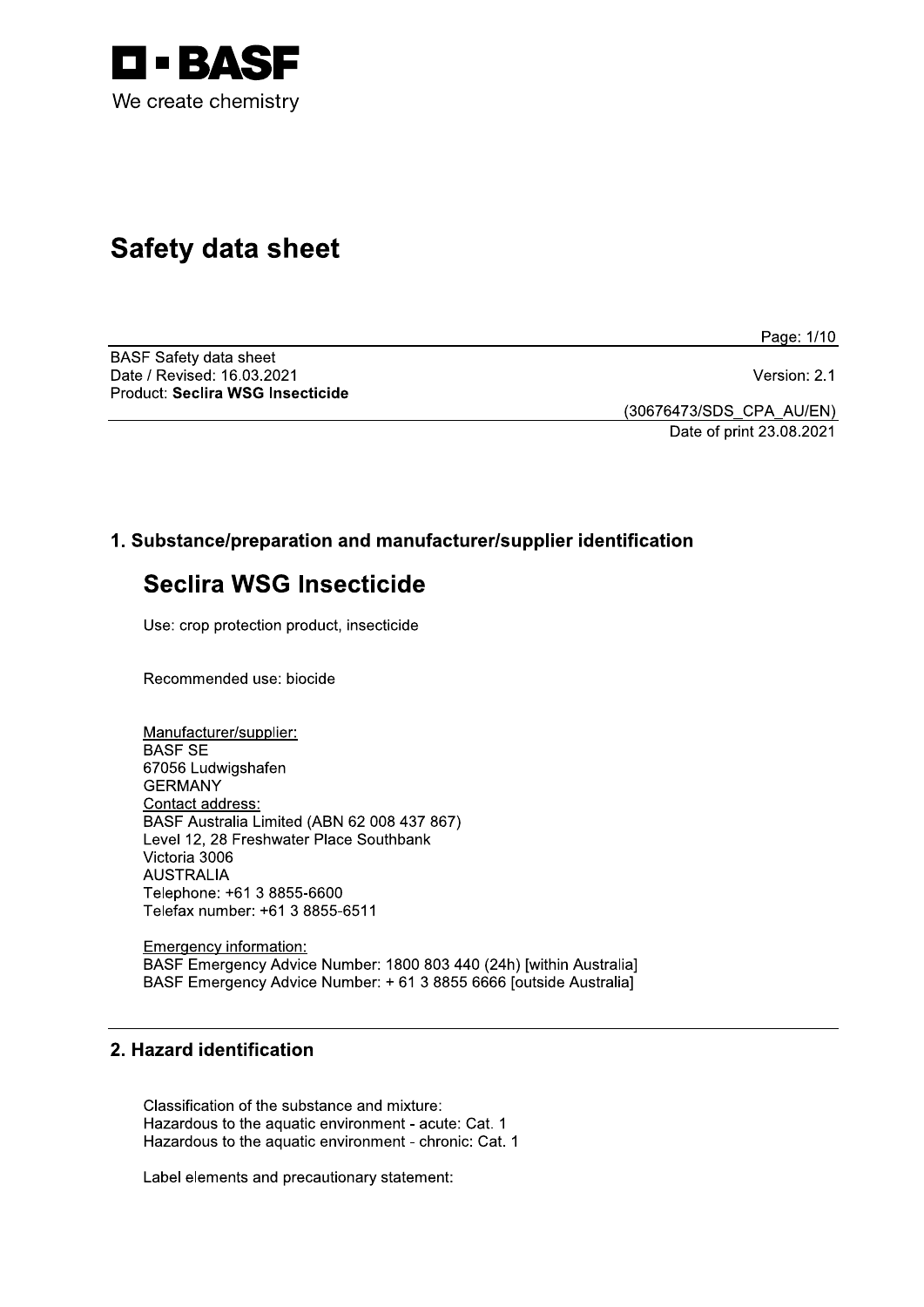BASF

We create chemistry

# Safety data sheet

BASF Safety data sheet
Date / Revised: 16.03.2021
Product: **Seclira WSG Insecticide**

Version: 2.1

(30676473/SDS_CPA_AU/EN)
Date of print 23.08.2021

## 1. Substance/preparation and manufacturer/supplier identification

## Seclira WSG Insecticide

Use: crop protection product, insecticide

Recommended use: biocide

Manufacturer/supplier:
BASF SE
67056 Ludwigshafen
GERMANY
Contact address:
BASF Australia Limited (ABN 62 008 437 867)
Level 12, 28 Freshwater Place Southbank
Victoria 3006
AUSTRALIA
Telephone: +61 3 8855-6600
Telefax number: +61 3 8855-6511

Emergency information:
BASF Emergency Advice Number: 1800 803 440 (24h) [within Australia]
BASF Emergency Advice Number: + 61 3 8855 6666 [outside Australia]

## 2. Hazard identification

Classification of the substance and mixture:
Hazardous to the aquatic environment - acute: Cat. 1
Hazardous to the aquatic environment - chronic: Cat. 1

Label elements and precautionary statement: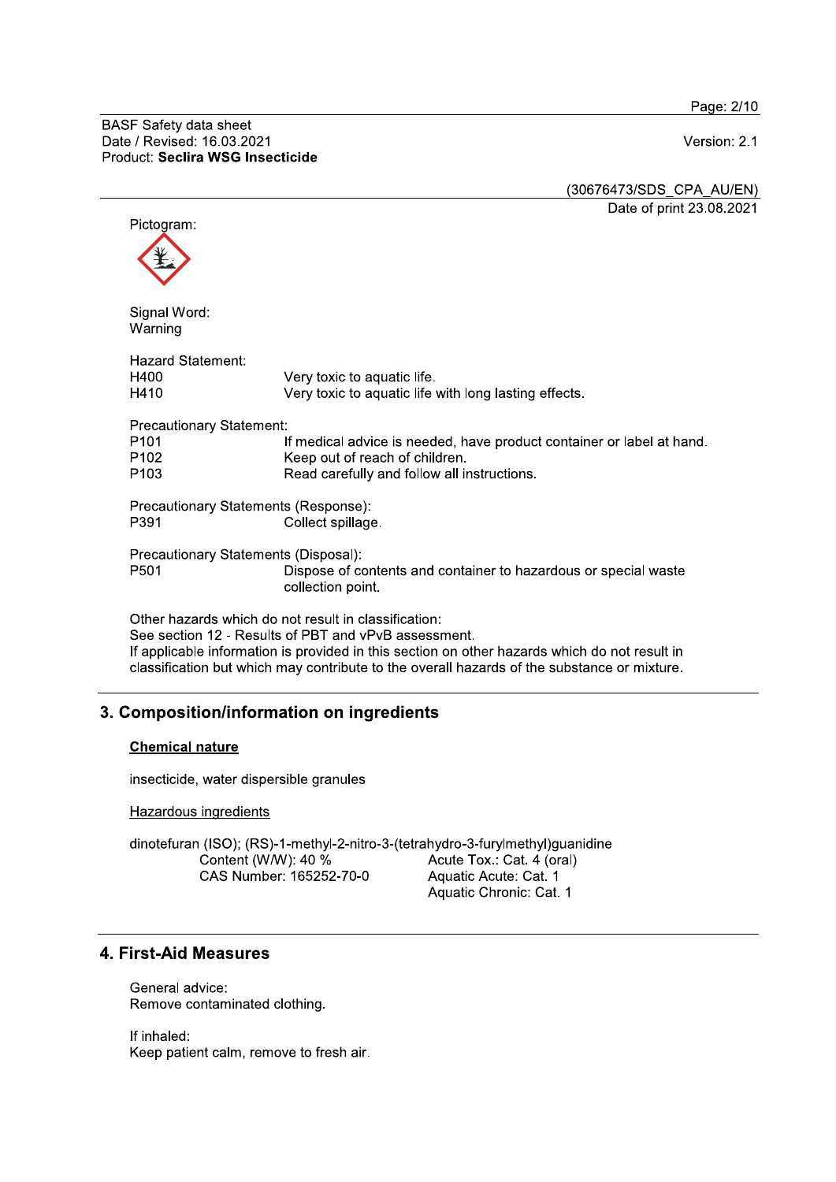Pictogram:

Signal Word:
Warning

Hazard Statement:

| | |
|---|---|
| H400 | Very toxic to aquatic life. |
| H410 | Very toxic to aquatic life with long lasting effects. |

Precautionary Statement:

| | |
|---|---|
| P101 | If medical advice is needed, have product container or label at hand. |
| P102 | Keep out of reach of children. |
| P103 | Read carefully and follow all instructions. |

Precautionary Statements (Response):

| | |
|---|---|
| P391 | Collect spillage. |

Precautionary Statements (Disposal):

| | |
|---|---|
| P501 | Dispose of contents and container to hazardous or special waste collection point. |

Other hazards which do not result in classification:
See section 12 - Results of PBT and vPvB assessment.
If applicable information is provided in this section on other hazards which do not result in classification but which may contribute to the overall hazards of the substance or mixture.

## 3. Composition/information on ingredients

**Chemical nature**

insecticide, water dispersible granules

Hazardous ingredients

dinotefuran (ISO); (RS)-1-methyl-2-nitro-3-(tetrahydro-3-furylmethyl)guanidine

| | |
|---|---|
| Content (W/W): 40 % | Acute Tox.: Cat. 4 (oral) |
| CAS Number: 165252-70-0 | Aquatic Acute: Cat. 1 |
| | Aquatic Chronic: Cat. 1 |

## 4. First-Aid Measures

General advice:
Remove contaminated clothing.

If inhaled:
Keep patient calm, remove to fresh air.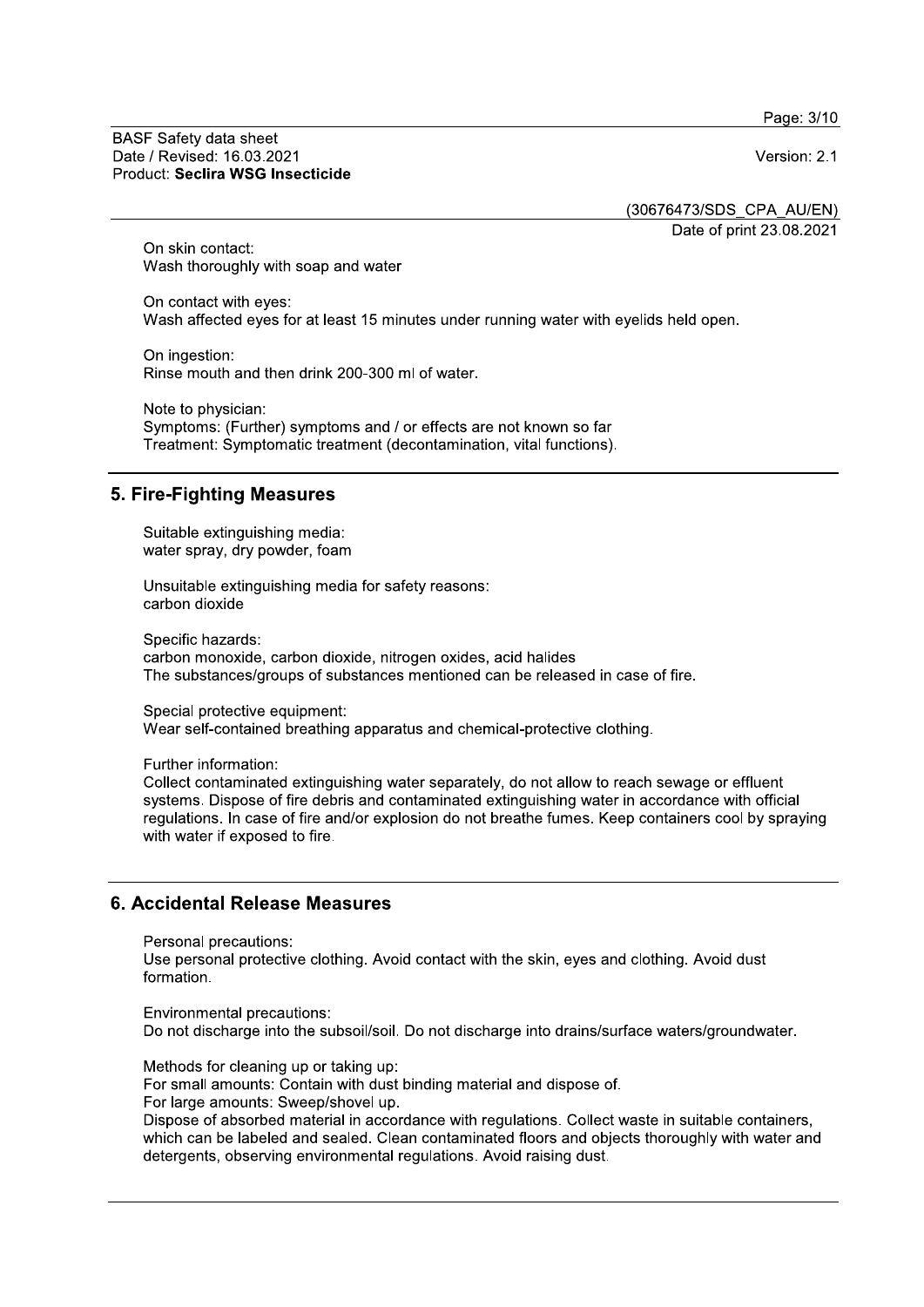On skin contact:
Wash thoroughly with soap and water

On contact with eyes:
Wash affected eyes for at least 15 minutes under running water with eyelids held open.

On ingestion:
Rinse mouth and then drink 200-300 ml of water.

Note to physician:
Symptoms: (Further) symptoms and / or effects are not known so far
Treatment: Symptomatic treatment (decontamination, vital functions).

## 5. Fire-Fighting Measures

Suitable extinguishing media:
water spray, dry powder, foam

Unsuitable extinguishing media for safety reasons:
carbon dioxide

Specific hazards:
carbon monoxide, carbon dioxide, nitrogen oxides, acid halides
The substances/groups of substances mentioned can be released in case of fire.

Special protective equipment:
Wear self-contained breathing apparatus and chemical-protective clothing.

Further information:
Collect contaminated extinguishing water separately, do not allow to reach sewage or effluent systems. Dispose of fire debris and contaminated extinguishing water in accordance with official regulations. In case of fire and/or explosion do not breathe fumes. Keep containers cool by spraying with water if exposed to fire.

## 6. Accidental Release Measures

Personal precautions:
Use personal protective clothing. Avoid contact with the skin, eyes and clothing. Avoid dust formation.

Environmental precautions:
Do not discharge into the subsoil/soil. Do not discharge into drains/surface waters/groundwater.

Methods for cleaning up or taking up:
For small amounts: Contain with dust binding material and dispose of.
For large amounts: Sweep/shovel up.
Dispose of absorbed material in accordance with regulations. Collect waste in suitable containers, which can be labeled and sealed. Clean contaminated floors and objects thoroughly with water and detergents, observing environmental regulations. Avoid raising dust.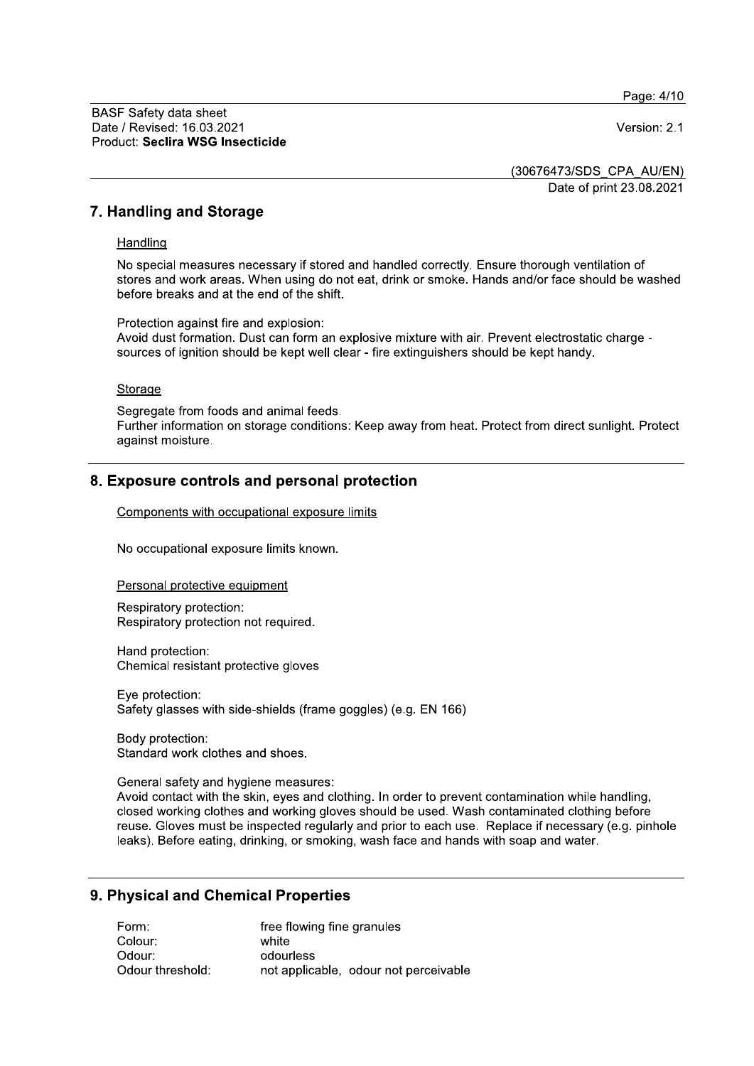## 7. Handling and Storage

Handling

No special measures necessary if stored and handled correctly. Ensure thorough ventilation of stores and work areas. When using do not eat, drink or smoke. Hands and/or face should be washed before breaks and at the end of the shift.

Protection against fire and explosion:
Avoid dust formation. Dust can form an explosive mixture with air. Prevent electrostatic charge - sources of ignition should be kept well clear - fire extinguishers should be kept handy.

Storage

Segregate from foods and animal feeds.
Further information on storage conditions: Keep away from heat. Protect from direct sunlight. Protect against moisture.

## 8. Exposure controls and personal protection

Components with occupational exposure limits

No occupational exposure limits known.

Personal protective equipment

Respiratory protection:
Respiratory protection not required.

Hand protection:
Chemical resistant protective gloves

Eye protection:
Safety glasses with side-shields (frame goggles) (e.g. EN 166)

Body protection:
Standard work clothes and shoes.

General safety and hygiene measures:
Avoid contact with the skin, eyes and clothing. In order to prevent contamination while handling, closed working clothes and working gloves should be used. Wash contaminated clothing before reuse. Gloves must be inspected regularly and prior to each use. Replace if necessary (e.g. pinhole leaks). Before eating, drinking, or smoking, wash face and hands with soap and water.

## 9. Physical and Chemical Properties

| | |
|---|---|
| Form: | free flowing fine granules |
| Colour: | white |
| Odour: | odourless |
| Odour threshold: | not applicable, odour not perceivable |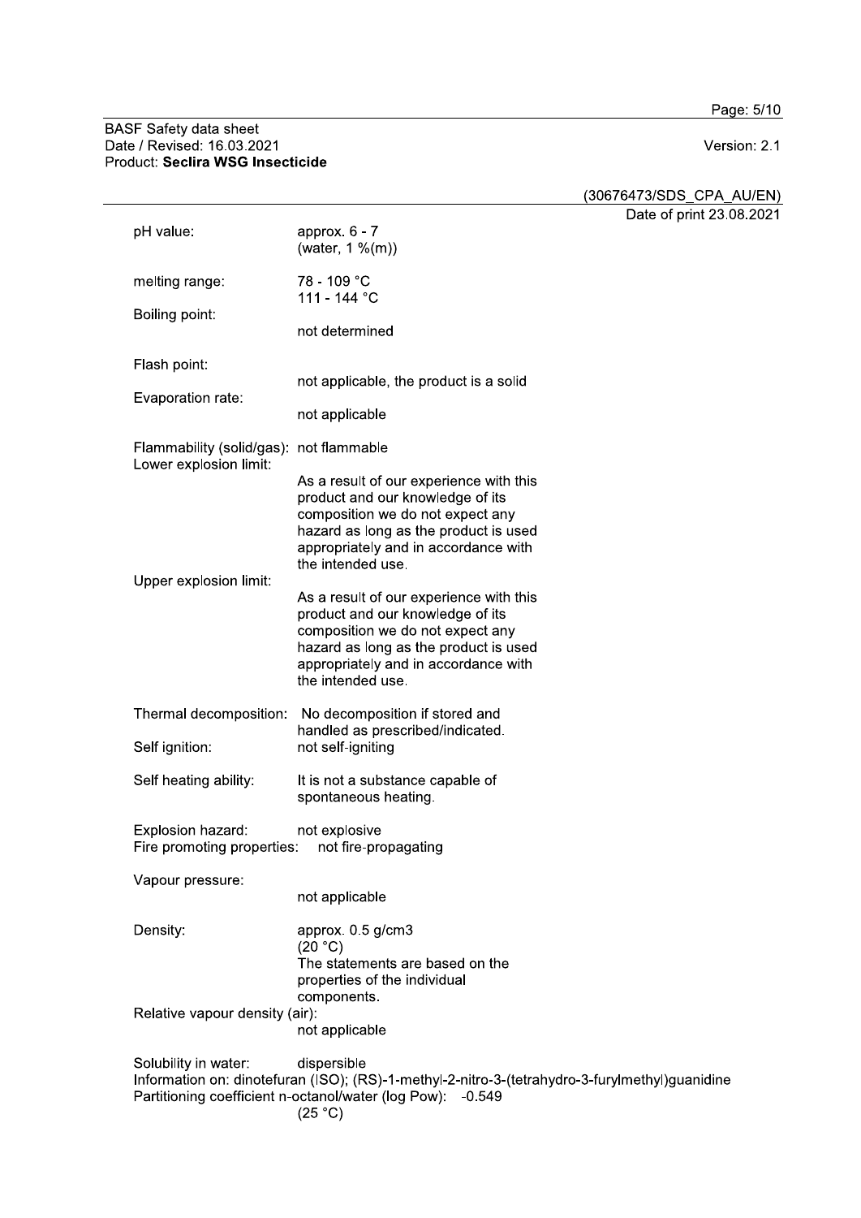pH value: approx. 6 - 7
(water, 1 %(m))

melting range: 78 - 109 °C
111 - 144 °C

Boiling point:
not determined

Flash point:
not applicable, the product is a solid

Evaporation rate:
not applicable

Flammability (solid/gas): not flammable

Lower explosion limit:
As a result of our experience with this product and our knowledge of its composition we do not expect any hazard as long as the product is used appropriately and in accordance with the intended use.

Upper explosion limit:
As a result of our experience with this product and our knowledge of its composition we do not expect any hazard as long as the product is used appropriately and in accordance with the intended use.

Thermal decomposition: No decomposition if stored and handled as prescribed/indicated.

Self ignition: not self-igniting

Self heating ability: It is not a substance capable of spontaneous heating.

Explosion hazard: not explosive

Fire promoting properties: not fire-propagating

Vapour pressure:
not applicable

Density: approx. 0.5 g/cm3
(20 °C)
The statements are based on the properties of the individual components.

Relative vapour density (air):
not applicable

Solubility in water: dispersible

Information on: dinotefuran (ISO); (RS)-1-methyl-2-nitro-3-(tetrahydro-3-furylmethyl)guanidine

Partitioning coefficient n-octanol/water (log Pow): -0.549
(25 °C)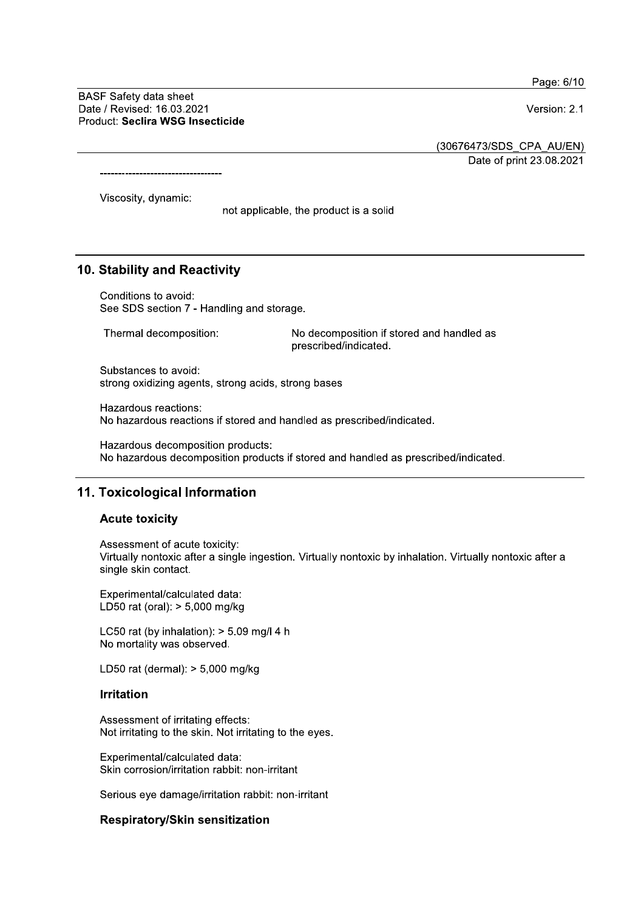----------------------------------

Viscosity, dynamic:
not applicable, the product is a solid

## 10. Stability and Reactivity

Conditions to avoid:
See SDS section 7 - Handling and storage.

Thermal decomposition: No decomposition if stored and handled as prescribed/indicated.

Substances to avoid:
strong oxidizing agents, strong acids, strong bases

Hazardous reactions:
No hazardous reactions if stored and handled as prescribed/indicated.

Hazardous decomposition products:
No hazardous decomposition products if stored and handled as prescribed/indicated.

## 11. Toxicological Information

### Acute toxicity

Assessment of acute toxicity:
Virtually nontoxic after a single ingestion. Virtually nontoxic by inhalation. Virtually nontoxic after a single skin contact.

Experimental/calculated data:
LD50 rat (oral): > 5,000 mg/kg

LC50 rat (by inhalation): > 5.09 mg/l 4 h
No mortality was observed.

LD50 rat (dermal): > 5,000 mg/kg

### Irritation

Assessment of irritating effects:
Not irritating to the skin. Not irritating to the eyes.

Experimental/calculated data:
Skin corrosion/irritation rabbit: non-irritant

Serious eye damage/irritation rabbit: non-irritant

### Respiratory/Skin sensitization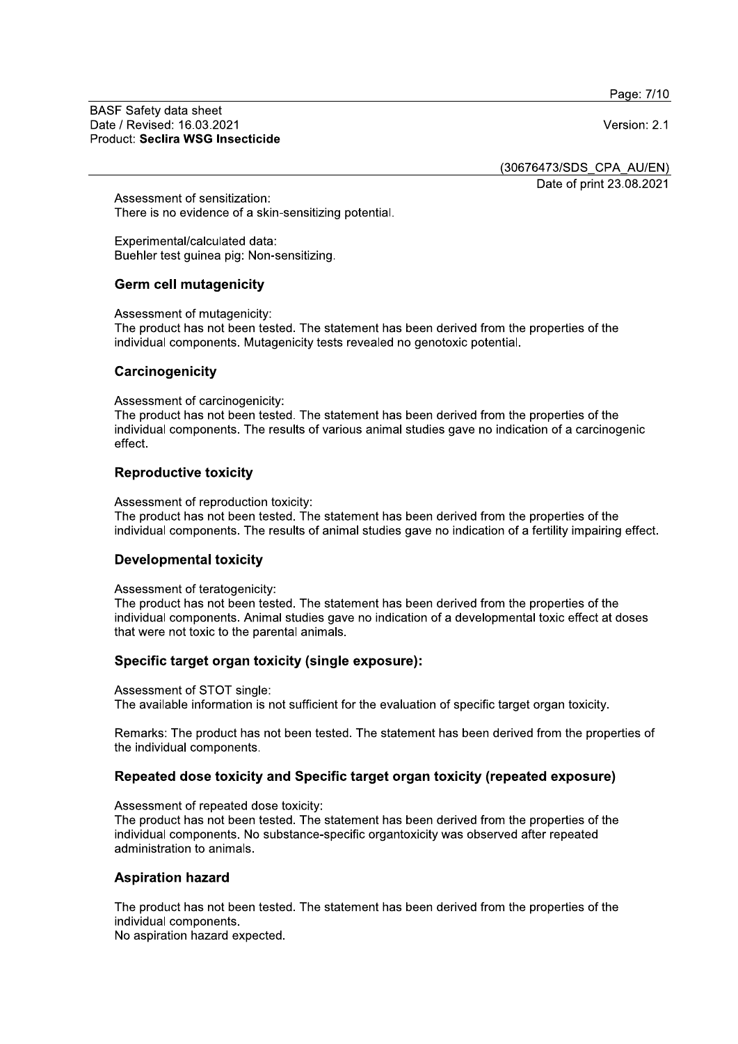Assessment of sensitization:
There is no evidence of a skin-sensitizing potential.

Experimental/calculated data:
Buehler test guinea pig: Non-sensitizing.

### Germ cell mutagenicity

Assessment of mutagenicity:
The product has not been tested. The statement has been derived from the properties of the individual components. Mutagenicity tests revealed no genotoxic potential.

### Carcinogenicity

Assessment of carcinogenicity:
The product has not been tested. The statement has been derived from the properties of the individual components. The results of various animal studies gave no indication of a carcinogenic effect.

### Reproductive toxicity

Assessment of reproduction toxicity:
The product has not been tested. The statement has been derived from the properties of the individual components. The results of animal studies gave no indication of a fertility impairing effect.

### Developmental toxicity

Assessment of teratogenicity:
The product has not been tested. The statement has been derived from the properties of the individual components. Animal studies gave no indication of a developmental toxic effect at doses that were not toxic to the parental animals.

### Specific target organ toxicity (single exposure):

Assessment of STOT single:
The available information is not sufficient for the evaluation of specific target organ toxicity.

Remarks: The product has not been tested. The statement has been derived from the properties of the individual components.

### Repeated dose toxicity and Specific target organ toxicity (repeated exposure)

Assessment of repeated dose toxicity:
The product has not been tested. The statement has been derived from the properties of the individual components. No substance-specific organtoxicity was observed after repeated administration to animals.

### Aspiration hazard

The product has not been tested. The statement has been derived from the properties of the individual components.
No aspiration hazard expected.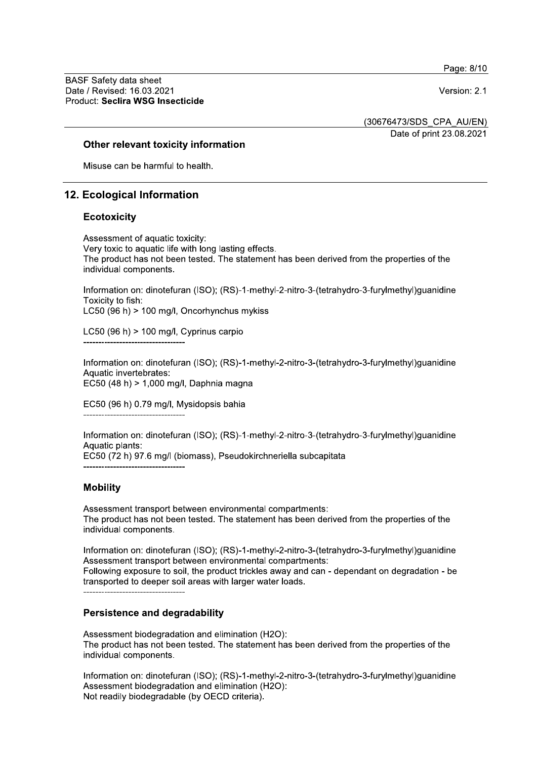### Other relevant toxicity information

Misuse can be harmful to health.

## 12. Ecological Information

### Ecotoxicity

Assessment of aquatic toxicity:
Very toxic to aquatic life with long lasting effects.
The product has not been tested. The statement has been derived from the properties of the individual components.

Information on: dinotefuran (ISO); (RS)-1-methyl-2-nitro-3-(tetrahydro-3-furylmethyl)guanidine
Toxicity to fish:
LC50 (96 h) > 100 mg/l, Oncorhynchus mykiss

LC50 (96 h) > 100 mg/l, Cyprinus carpio

----------------------------------

Information on: dinotefuran (ISO); (RS)-1-methyl-2-nitro-3-(tetrahydro-3-furylmethyl)guanidine
Aquatic invertebrates:
EC50 (48 h) > 1,000 mg/l, Daphnia magna

EC50 (96 h) 0.79 mg/l, Mysidopsis bahia

----------------------------------

Information on: dinotefuran (ISO); (RS)-1-methyl-2-nitro-3-(tetrahydro-3-furylmethyl)guanidine
Aquatic plants:
EC50 (72 h) 97.6 mg/l (biomass), Pseudokirchneriella subcapitata

----------------------------------

### Mobility

Assessment transport between environmental compartments:
The product has not been tested. The statement has been derived from the properties of the individual components.

Information on: dinotefuran (ISO); (RS)-1-methyl-2-nitro-3-(tetrahydro-3-furylmethyl)guanidine
Assessment transport between environmental compartments:
Following exposure to soil, the product trickles away and can - dependant on degradation - be transported to deeper soil areas with larger water loads.

----------------------------------

### Persistence and degradability

Assessment biodegradation and elimination ($H_2O$):
The product has not been tested. The statement has been derived from the properties of the individual components.

Information on: dinotefuran (ISO); (RS)-1-methyl-2-nitro-3-(tetrahydro-3-furylmethyl)guanidine
Assessment biodegradation and elimination ($H_2O$):
Not readily biodegradable (by OECD criteria).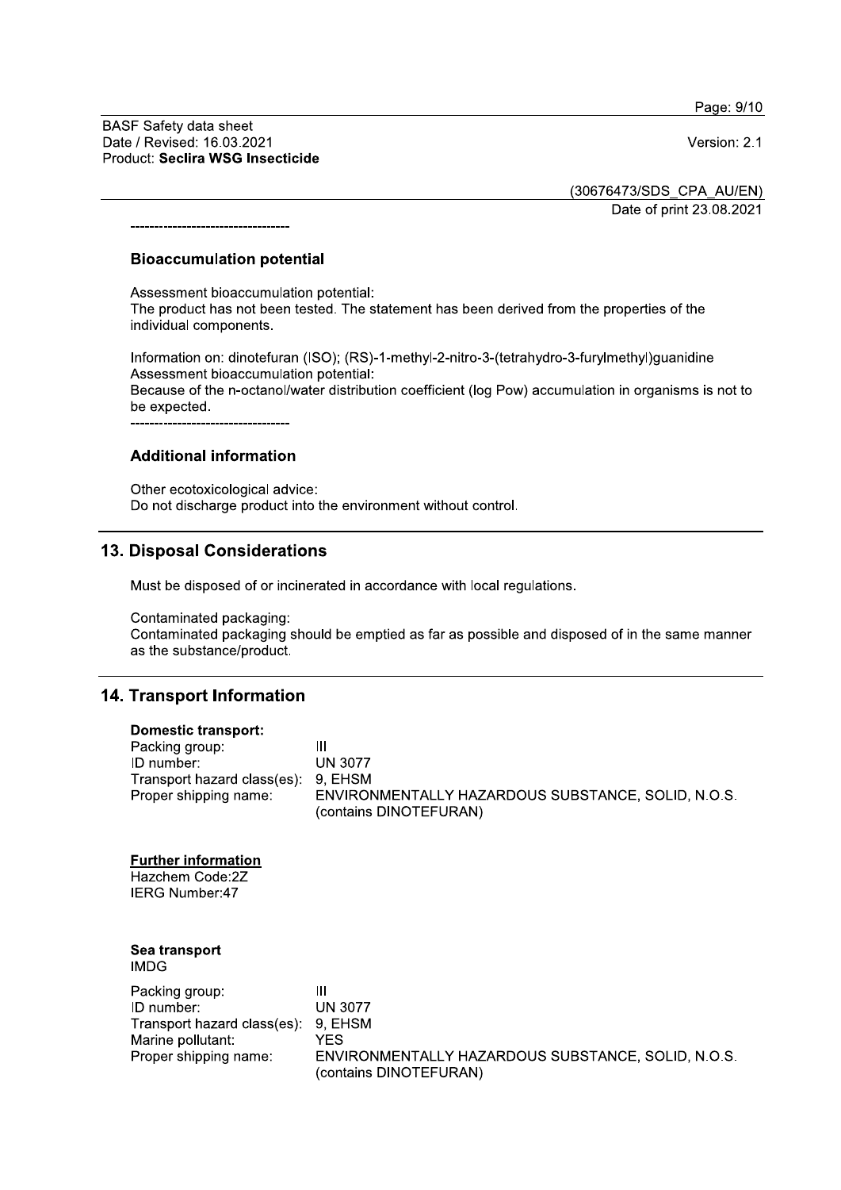----------------------------------

### Bioaccumulation potential

Assessment bioaccumulation potential:
The product has not been tested. The statement has been derived from the properties of the individual components.

Information on: dinotefuran (ISO); (RS)-1-methyl-2-nitro-3-(tetrahydro-3-furylmethyl)guanidine
Assessment bioaccumulation potential:
Because of the n-octanol/water distribution coefficient (log Pow) accumulation in organisms is not to be expected.

----------------------------------

### Additional information

Other ecotoxicological advice:
Do not discharge product into the environment without control.

## 13. Disposal Considerations

Must be disposed of or incinerated in accordance with local regulations.

Contaminated packaging:
Contaminated packaging should be emptied as far as possible and disposed of in the same manner as the substance/product.

## 14. Transport Information

**Domestic transport:**

| | |
|---|---|
| Packing group: | III |
| ID number: | UN 3077 |
| Transport hazard class(es): | 9, EHSM |
| Proper shipping name: | ENVIRONMENTALLY HAZARDOUS SUBSTANCE, SOLID, N.O.S. (contains DINOTEFURAN) |

**Further information**
Hazchem Code:2Z
IERG Number:47

**Sea transport**
IMDG

| | |
|---|---|
| Packing group: | III |
| ID number: | UN 3077 |
| Transport hazard class(es): | 9, EHSM |
| Marine pollutant: | YES |
| Proper shipping name: | ENVIRONMENTALLY HAZARDOUS SUBSTANCE, SOLID, N.O.S. (contains DINOTEFURAN) |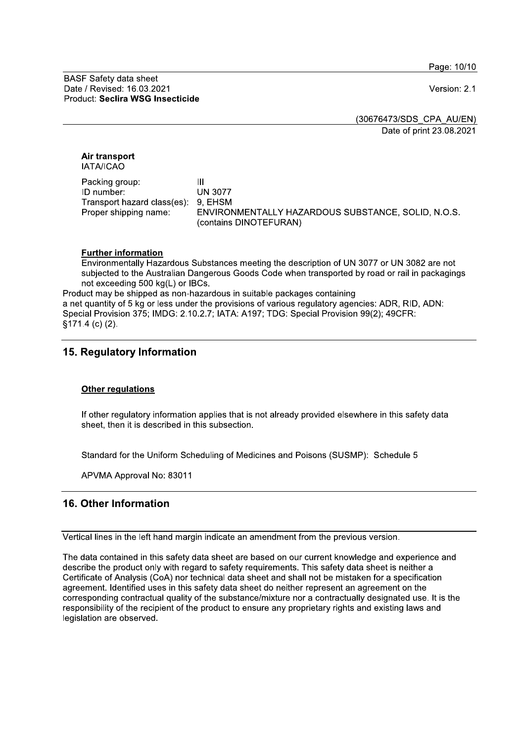**Air transport**
IATA/ICAO

| | |
|---|---|
| Packing group: | III |
| ID number: | UN 3077 |
| Transport hazard class(es): | 9, EHSM |
| Proper shipping name: | ENVIRONMENTALLY HAZARDOUS SUBSTANCE, SOLID, N.O.S. (contains DINOTEFURAN) |

**Further information**

Environmentally Hazardous Substances meeting the description of UN 3077 or UN 3082 are not subjected to the Australian Dangerous Goods Code when transported by road or rail in packagings not exceeding 500 kg(L) or IBCs.

Product may be shipped as non-hazardous in suitable packages containing a net quantity of 5 kg or less under the provisions of various regulatory agencies: ADR, RID, ADN: Special Provision 375; IMDG: 2.10.2.7; IATA: A197; TDG: Special Provision 99(2); 49CFR: §171.4 (c) (2).

## 15. Regulatory Information

**Other regulations**

If other regulatory information applies that is not already provided elsewhere in this safety data sheet, then it is described in this subsection.

Standard for the Uniform Scheduling of Medicines and Poisons (SUSMP): Schedule 5

APVMA Approval No: 83011

## 16. Other Information

Vertical lines in the left hand margin indicate an amendment from the previous version.

The data contained in this safety data sheet are based on our current knowledge and experience and describe the product only with regard to safety requirements. This safety data sheet is neither a Certificate of Analysis (CoA) nor technical data sheet and shall not be mistaken for a specification agreement. Identified uses in this safety data sheet do neither represent an agreement on the corresponding contractual quality of the substance/mixture nor a contractually designated use. It is the responsibility of the recipient of the product to ensure any proprietary rights and existing laws and legislation are observed.